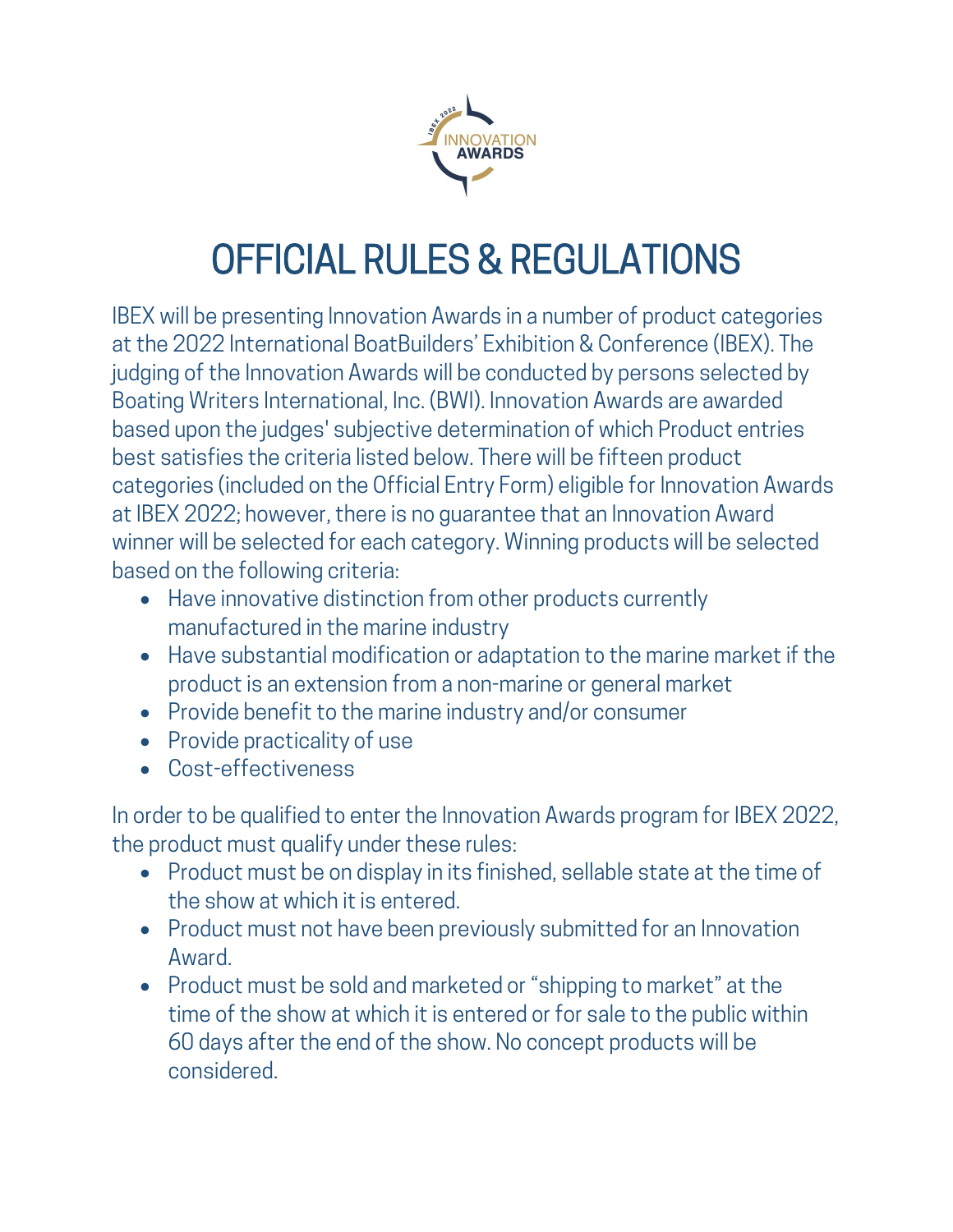# OFFICIAL RULES & REGULATIONS

IBEX will be presenting Innovation Awards in a number of product categories at the 2022 International BoatBuilders' Exhibition & Conference (IBEX). The judging of the Innovation Awards will be conducted by persons selected by Boating Writers International, Inc. (BWI). Innovation Awards are awarded based upon the judges' subjective determination of which Product entries best satisfies the criteria listed below. There will be fifteen product categories (included on the Official Entry Form) eligible for Innovation Awards at IBEX 2022; however, there is no guarantee that an Innovation Award winner will be selected for each category. Winning products will be selected based on the following criteria:

- Have innovative distinction from other products currently manufactured in the marine industry
- Have substantial modification or adaptation to the marine market if the product is an extension from a non-marine or general market
- Provide benefit to the marine industry and/or consumer
- Provide practicality of use
- Cost-effectiveness

In order to be qualified to enter the Innovation Awards program for IBEX 2022, the product must qualify under these rules:

- Product must be on display in its finished, sellable state at the time of the show at which it is entered.
- Product must not have been previously submitted for an Innovation Award.
- Product must be sold and marketed or "shipping to market" at the time of the show at which it is entered or for sale to the public within 60 days after the end of the show. No concept products will be considered.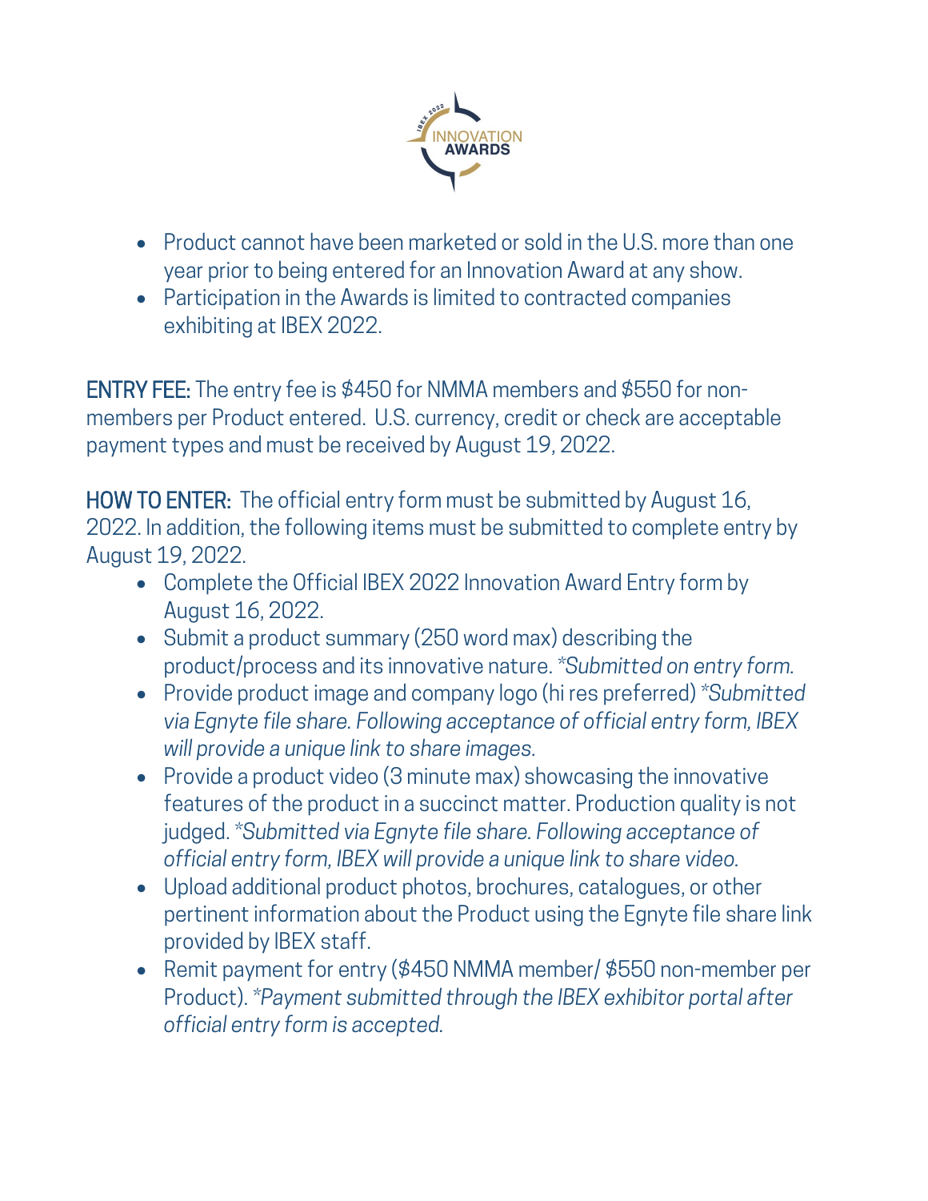- Product cannot have been marketed or sold in the U.S. more than one year prior to being entered for an Innovation Award at any show.
- Participation in the Awards is limited to contracted companies exhibiting at IBEX 2022.

**ENTRY FEE:** The entry fee is $450 for NMMA members and $550 for non-members per Product entered. U.S. currency, credit or check are acceptable payment types and must be received by August 19, 2022.

**HOW TO ENTER:** The official entry form must be submitted by August 16, 2022. In addition, the following items must be submitted to complete entry by August 19, 2022.

- Complete the Official IBEX 2022 Innovation Award Entry form by August 16, 2022.
- Submit a product summary (250 word max) describing the product/process and its innovative nature. *\*Submitted on entry form.*
- Provide product image and company logo (hi res preferred) *\*Submitted via Egnyte file share. Following acceptance of official entry form, IBEX will provide a unique link to share images.*
- Provide a product video (3 minute max) showcasing the innovative features of the product in a succinct matter. Production quality is not judged. *\*Submitted via Egnyte file share. Following acceptance of official entry form, IBEX will provide a unique link to share video.*
- Upload additional product photos, brochures, catalogues, or other pertinent information about the Product using the Egnyte file share link provided by IBEX staff.
- Remit payment for entry ($450 NMMA member/ $550 non-member per Product). *\*Payment submitted through the IBEX exhibitor portal after official entry form is accepted.*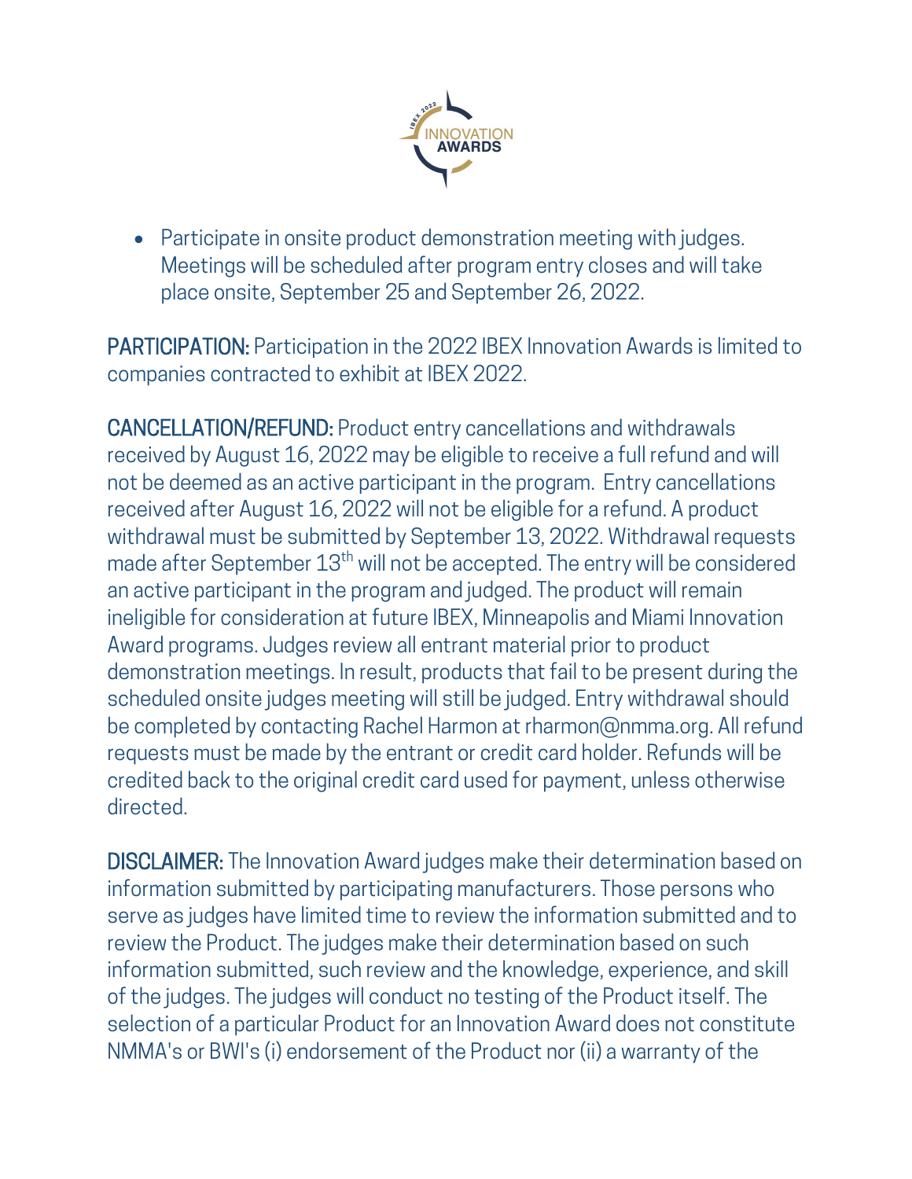- Participate in onsite product demonstration meeting with judges. Meetings will be scheduled after program entry closes and will take place onsite, September 25 and September 26, 2022.

**PARTICIPATION:** Participation in the 2022 IBEX Innovation Awards is limited to companies contracted to exhibit at IBEX 2022.

**CANCELLATION/REFUND:** Product entry cancellations and withdrawals received by August 16, 2022 may be eligible to receive a full refund and will not be deemed as an active participant in the program. Entry cancellations received after August 16, 2022 will not be eligible for a refund. A product withdrawal must be submitted by September 13, 2022. Withdrawal requests made after September 13th will not be accepted. The entry will be considered an active participant in the program and judged. The product will remain ineligible for consideration at future IBEX, Minneapolis and Miami Innovation Award programs. Judges review all entrant material prior to product demonstration meetings. In result, products that fail to be present during the scheduled onsite judges meeting will still be judged. Entry withdrawal should be completed by contacting Rachel Harmon at rharmon@nmma.org. All refund requests must be made by the entrant or credit card holder. Refunds will be credited back to the original credit card used for payment, unless otherwise directed.

**DISCLAIMER:** The Innovation Award judges make their determination based on information submitted by participating manufacturers. Those persons who serve as judges have limited time to review the information submitted and to review the Product. The judges make their determination based on such information submitted, such review and the knowledge, experience, and skill of the judges. The judges will conduct no testing of the Product itself. The selection of a particular Product for an Innovation Award does not constitute NMMA's or BWI's (i) endorsement of the Product nor (ii) a warranty of the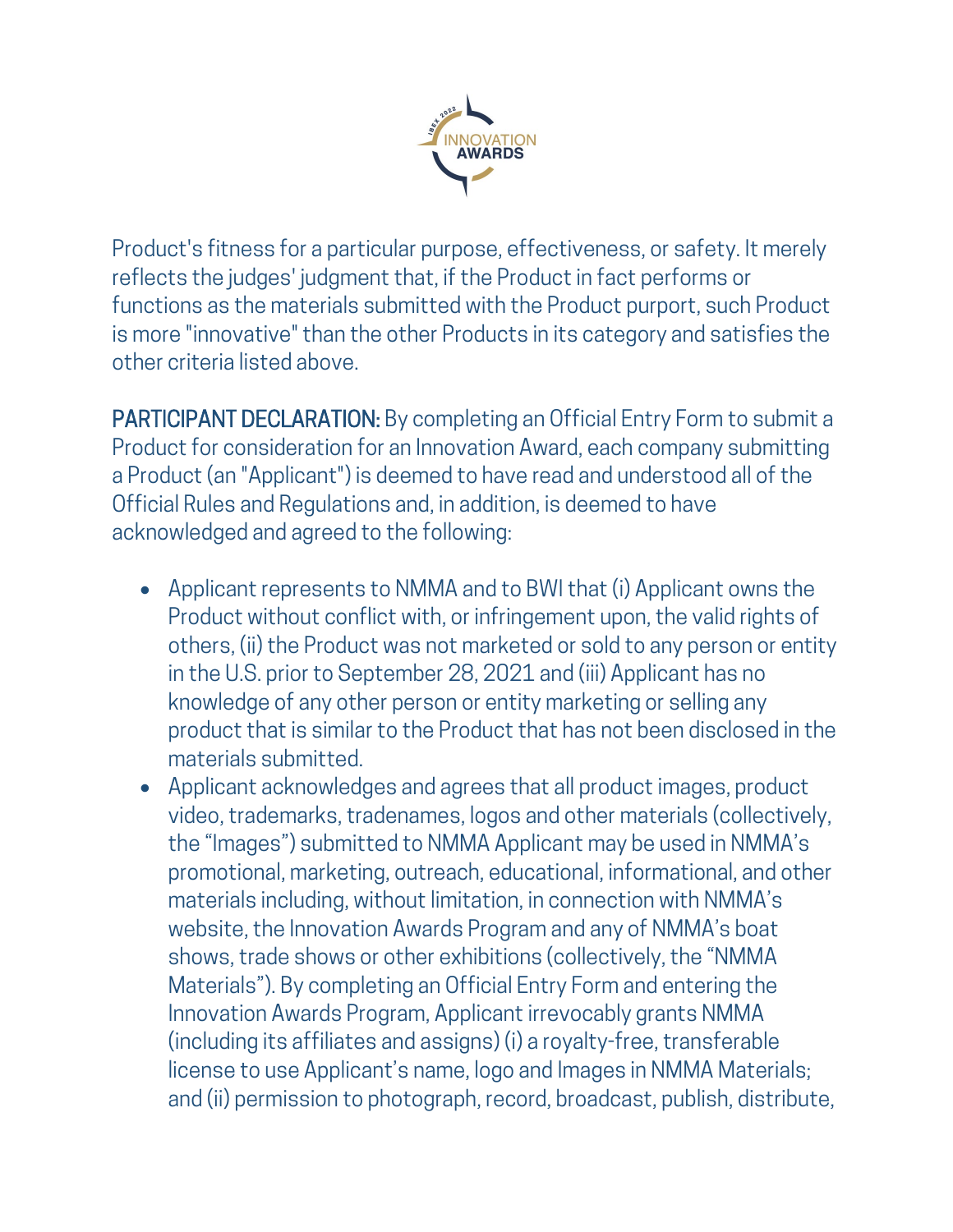Product's fitness for a particular purpose, effectiveness, or safety. It merely reflects the judges' judgment that, if the Product in fact performs or functions as the materials submitted with the Product purport, such Product is more "innovative" than the other Products in its category and satisfies the other criteria listed above.

**PARTICIPANT DECLARATION:** By completing an Official Entry Form to submit a Product for consideration for an Innovation Award, each company submitting a Product (an "Applicant") is deemed to have read and understood all of the Official Rules and Regulations and, in addition, is deemed to have acknowledged and agreed to the following:

- Applicant represents to NMMA and to BWI that (i) Applicant owns the Product without conflict with, or infringement upon, the valid rights of others, (ii) the Product was not marketed or sold to any person or entity in the U.S. prior to September 28, 2021 and (iii) Applicant has no knowledge of any other person or entity marketing or selling any product that is similar to the Product that has not been disclosed in the materials submitted.
- Applicant acknowledges and agrees that all product images, product video, trademarks, tradenames, logos and other materials (collectively, the "Images") submitted to NMMA Applicant may be used in NMMA's promotional, marketing, outreach, educational, informational, and other materials including, without limitation, in connection with NMMA's website, the Innovation Awards Program and any of NMMA's boat shows, trade shows or other exhibitions (collectively, the "NMMA Materials"). By completing an Official Entry Form and entering the Innovation Awards Program, Applicant irrevocably grants NMMA (including its affiliates and assigns) (i) a royalty-free, transferable license to use Applicant's name, logo and Images in NMMA Materials; and (ii) permission to photograph, record, broadcast, publish, distribute,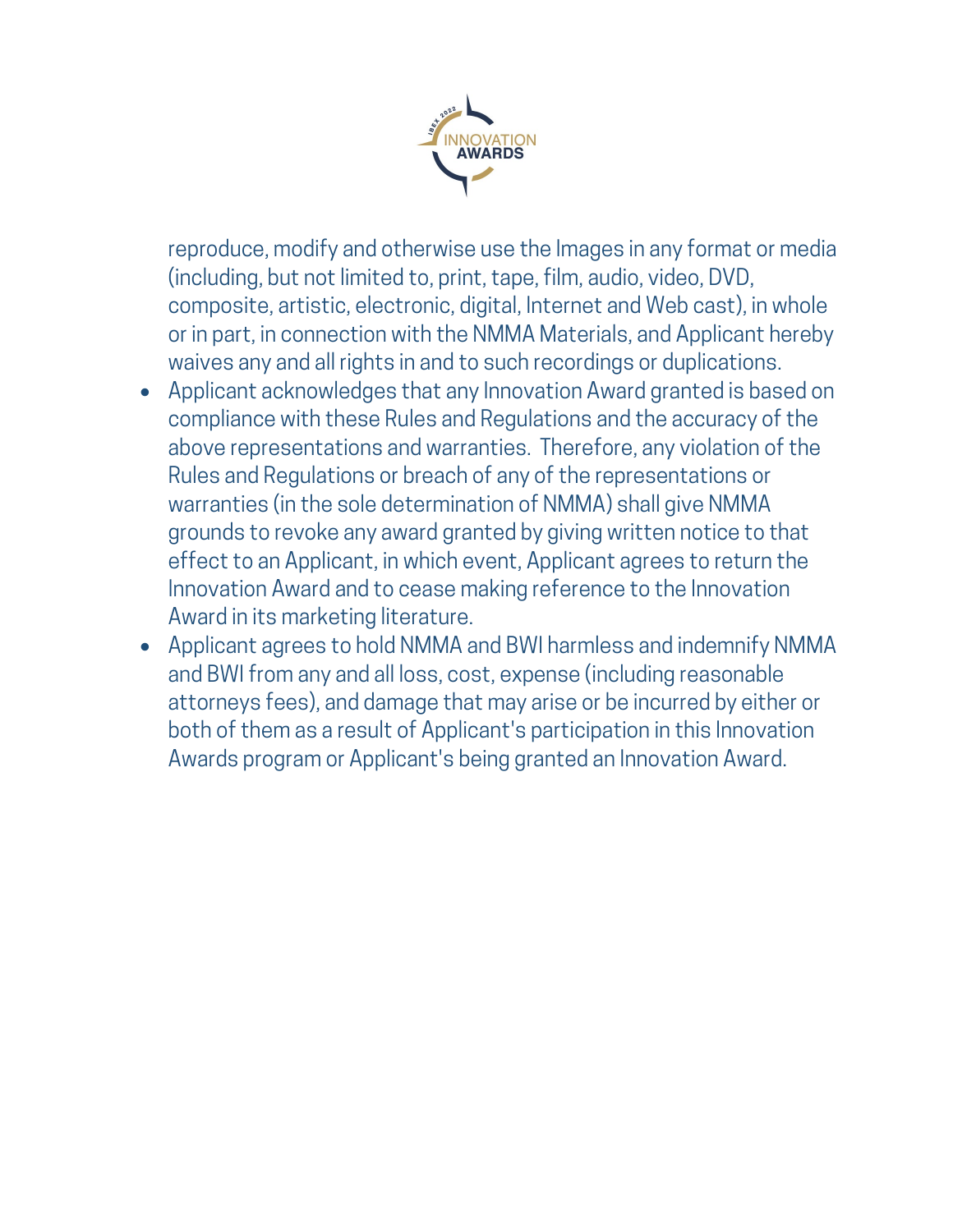reproduce, modify and otherwise use the Images in any format or media (including, but not limited to, print, tape, film, audio, video, DVD, composite, artistic, electronic, digital, Internet and Web cast), in whole or in part, in connection with the NMMA Materials, and Applicant hereby waives any and all rights in and to such recordings or duplications.

- Applicant acknowledges that any Innovation Award granted is based on compliance with these Rules and Regulations and the accuracy of the above representations and warranties. Therefore, any violation of the Rules and Regulations or breach of any of the representations or warranties (in the sole determination of NMMA) shall give NMMA grounds to revoke any award granted by giving written notice to that effect to an Applicant, in which event, Applicant agrees to return the Innovation Award and to cease making reference to the Innovation Award in its marketing literature.
- Applicant agrees to hold NMMA and BWI harmless and indemnify NMMA and BWI from any and all loss, cost, expense (including reasonable attorneys fees), and damage that may arise or be incurred by either or both of them as a result of Applicant's participation in this Innovation Awards program or Applicant's being granted an Innovation Award.